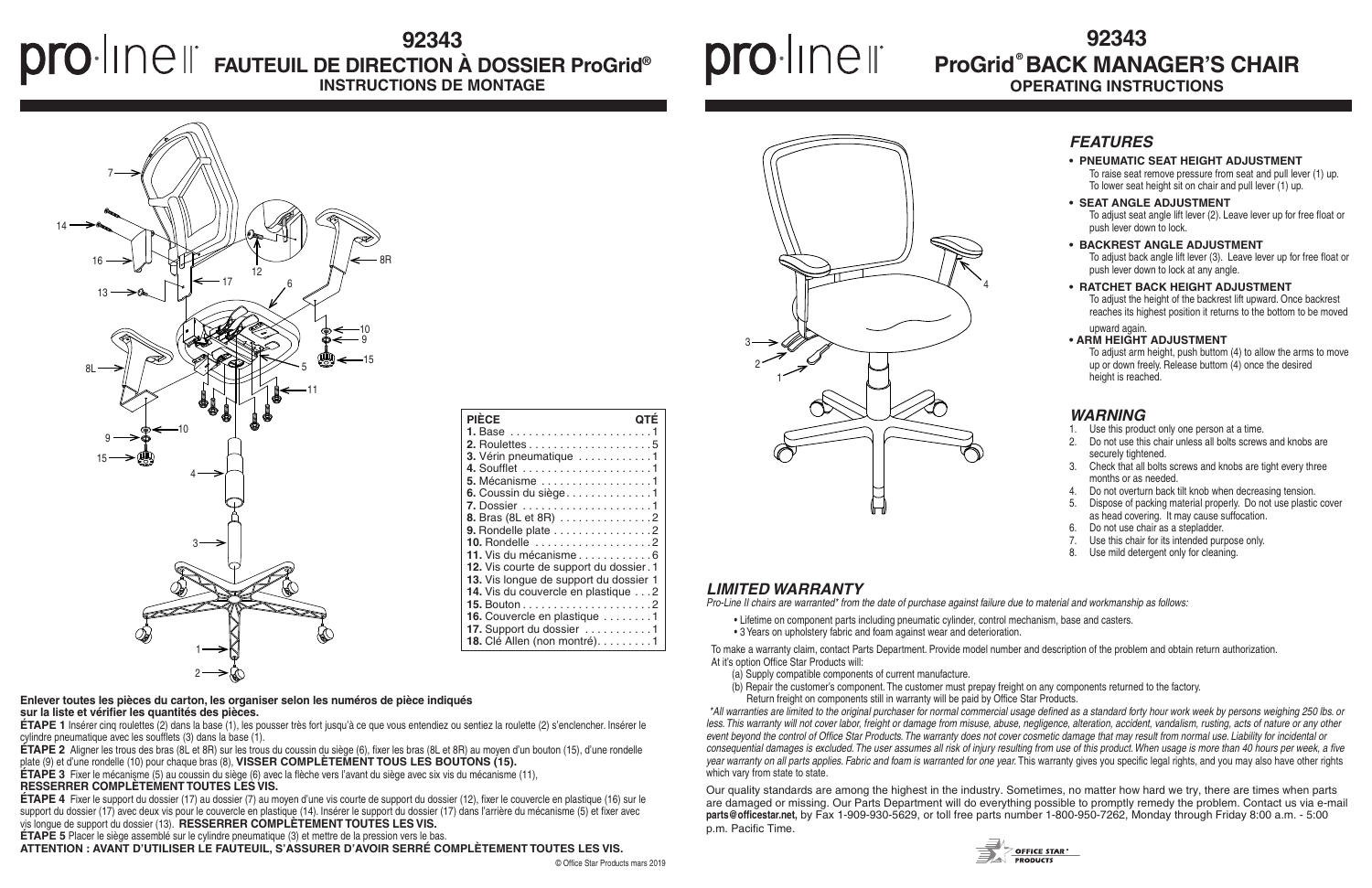# 92343
# FAUTEUIL DE DIRECTION À DOSSIER ProGrid®
## INSTRUCTIONS DE MONTAGE

| PIÈCE | QTÉ |
|---|---|
| 1. Base | 1 |
| 2. Roulettes | 5 |
| 3. Vérin pneumatique | 1 |
| 4. Soufflet | 1 |
| 5. Mécanisme | 1 |
| 6. Coussin du siège | 1 |
| 7. Dossier | 1 |
| 8. Bras (8L et 8R) | 2 |
| 9. Rondelle plate | 2 |
| 10. Rondelle | 2 |
| 11. Vis du mécanisme | 6 |
| 12. Vis courte de support du dossier | 1 |
| 13. Vis longue de support du dossier | 1 |
| 14. Vis du couvercle en plastique | 2 |
| 15. Bouton | 2 |
| 16. Couvercle en plastique | 1 |
| 17. Support du dossier | 1 |
| 18. Clé Allen (non montré) | 1 |

**Enlever toutes les pièces du carton, les organiser selon les numéros de pièce indiqués sur la liste et vérifier les quantités des pièces.**

**ÉTAPE 1** Insérer cinq roulettes (2) dans la base (1), les pousser très fort jusqu'à ce que vous entendiez ou sentiez la roulette (2) s'enclencher. Insérer le cylindre pneumatique avec les soufflets (3) dans la base (1).

**ÉTAPE 2** Aligner les trous des bras (8L et 8R) sur les trous du coussin du siège (6), fixer les bras (8L et 8R) au moyen d'un bouton (15), d'une rondelle plate (9) et d'une rondelle (10) pour chaque bras (8), **VISSER COMPLÈTEMENT TOUS LES BOUTONS (15).**

**ÉTAPE 3** Fixer le mécanisme (5) au coussin du siège (6) avec la flèche vers l'avant du siège avec six vis du mécanisme (11), **RESSERRER COMPLÈTEMENT TOUTES LES VIS.**

**ÉTAPE 4** Fixer le support du dossier (17) au dossier (7) au moyen d'une vis courte de support du dossier (12), fixer le couvercle en plastique (16) sur le support du dossier (17) avec deux vis pour le couvercle en plastique (14). Insérer le support du dossier (17) dans l'arrière du mécanisme (5) et fixer avec vis longue de support du dossier (13). **RESSERRER COMPLÈTEMENT TOUTES LES VIS.**

**ÉTAPE 5** Placer le siège assemblé sur le cylindre pneumatique (3) et mettre de la pression vers le bas.

**ATTENTION : AVANT D'UTILISER LE FAUTEUIL, S'ASSURER D'AVOIR SERRÉ COMPLÈTEMENT TOUTES LES VIS.**

© Office Star Products mars 2019

# 92343
# ProGrid® BACK MANAGER'S CHAIR
## OPERATING INSTRUCTIONS

## *FEATURES*

- **PNEUMATIC SEAT HEIGHT ADJUSTMENT**
  To raise seat remove pressure from seat and pull lever (1) up. To lower seat height sit on chair and pull lever (1) up.
- **SEAT ANGLE ADJUSTMENT**
  To adjust seat angle lift lever (2). Leave lever up for free float or push lever down to lock.
- **BACKREST ANGLE ADJUSTMENT**
  To adjust back angle lift lever (3). Leave lever up for free float or push lever down to lock at any angle.
- **RATCHET BACK HEIGHT ADJUSTMENT**
  To adjust the height of the backrest lift upward. Once backrest reaches its highest position it returns to the bottom to be moved upward again.
- **ARM HEIGHT ADJUSTMENT**
  To adjust arm height, push buttom (4) to allow the arms to move up or down freely. Release buttom (4) once the desired height is reached.

## *WARNING*

1. Use this product only one person at a time.
2. Do not use this chair unless all bolts screws and knobs are securely tightened.
3. Check that all bolts screws and knobs are tight every three months or as needed.
4. Do not overturn back tilt knob when decreasing tension.
5. Dispose of packing material properly. Do not use plastic cover as head covering. It may cause suffocation.
6. Do not use chair as a stepladder.
7. Use this chair for its intended purpose only.
8. Use mild detergent only for cleaning.

## *LIMITED WARRANTY*

*Pro-Line II chairs are warranted\* from the date of purchase against failure due to material and workmanship as follows:*

- Lifetime on component parts including pneumatic cylinder, control mechanism, base and casters.
- 3 Years on upholstery fabric and foam against wear and deterioration.

To make a warranty claim, contact Parts Department. Provide model number and description of the problem and obtain return authorization.
At it's option Office Star Products will:

(a) Supply compatible components of current manufacture.
(b) Repair the customer's component. The customer must prepay freight on any components returned to the factory.
Return freight on components still in warranty will be paid by Office Star Products.

*\*All warranties are limited to the original purchaser for normal commercial usage defined as a standard forty hour work week by persons weighing 250 lbs. or less. This warranty will not cover labor, freight or damage from misuse, abuse, negligence, alteration, accident, vandalism, rusting, acts of nature or any other event beyond the control of Office Star Products. The warranty does not cover cosmetic damage that may result from normal use. Liability for incidental or consequential damages is excluded. The user assumes all risk of injury resulting from use of this product. When usage is more than 40 hours per week, a five year warranty on all parts applies. Fabric and foam is warranted for one year.* This warranty gives you specific legal rights, and you may also have other rights which vary from state to state.

Our quality standards are among the highest in the industry. Sometimes, no matter how hard we try, there are times when parts are damaged or missing. Our Parts Department will do everything possible to promptly remedy the problem. Contact us via e-mail **parts@officestar.net,** by Fax 1-909-930-5629, or toll free parts number 1-800-950-7262, Monday through Friday 8:00 a.m. - 5:00 p.m. Pacific Time.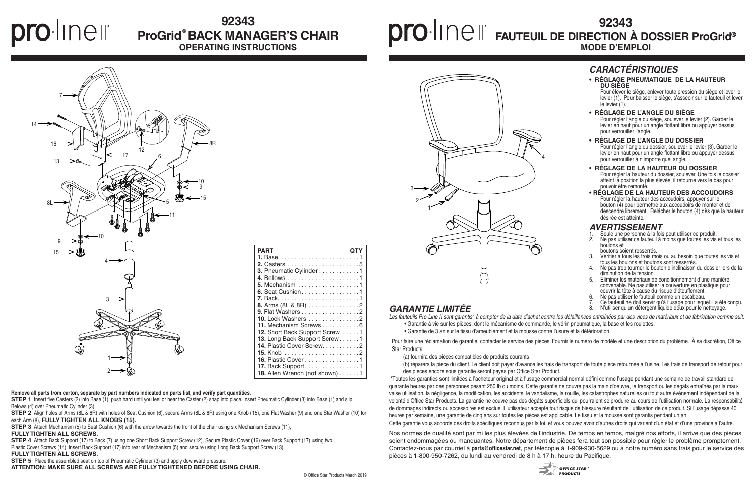# 92343 ProGrid® BACK MANAGER'S CHAIR

## OPERATING INSTRUCTIONS

| PART | QTY |
|---|---|
| **1.** Base | 1 |
| **2.** Casters | 5 |
| **3.** Pneumatic Cylinder | 1 |
| **4.** Bellows | 1 |
| **5.** Mechanism | 1 |
| **6.** Seat Cushion | 1 |
| **7.** Back | 1 |
| **8.** Arms (8L & 8R) | 2 |
| **9.** Flat Washers | 2 |
| **10.** Lock Washers | 2 |
| **11.** Mechanism Screws | 6 |
| **12.** Short Back Support Screw | 1 |
| **13.** Long Back Support Screw | 1 |
| **14.** Plastic Cover Screw | 2 |
| **15.** Knob | 2 |
| **16.** Plastic Cover | 1 |
| **17.** Back Support | 1 |
| **18.** Allen Wrench (not shown) | 1 |

**Remove all parts from carton, separate by part numbers indicated on parts list, and verify part quantities.**

**STEP 1** Insert five Casters (2) into Base (1), push hard until you feel or hear the Caster (2) snap into place. Insert Pneumatic Cylinder (3) into Base (1) and slip Belows (4) over Pneumatic Cylinder (3).

**STEP 2** Align holes of Arms (8L & 8R) with holes of Seat Cushion (6), secure Arms (8L & 8R) using one Knob (15), one Flat Washer (9) and one Star Washer (10) for each Arm (8), **FULLY TIGHTEN ALL KNOBS (15).**

**STEP 3** Attach Mechanism (5) to Seat Cushion (6) with the arrow towards the front of the chair using six Mechanism Screws (11),
**FULLY TIGHTEN ALL SCREWS.**

**STEP 4** Attach Back Support (17) to Back (7) using one Short Back Support Screw (12), Secure Plastic Cover (16) over Back Support (17) using two Plastic Cover Screws (14). Insert Back Support (17) into rear of Mechanism (5) and secure using Long Back Support Screw (13).
**FULLY TIGHTEN ALL SCREWS.**

**STEP 5** Place the assembled seat on top of Pneumatic Cylinder (3) and apply downward pressure.
**ATTENTION: MAKE SURE ALL SCREWS ARE FULLY TIGHTENED BEFORE USING CHAIR.**

© Office Star Products March 2019

# 92343 FAUTEUIL DE DIRECTION À DOSSIER ProGrid®

## MODE D'EMPLOI

### *CARACTÉRISTIQUES*

- **RÉGLAGE PNEUMATIQUE DE LA HAUTEUR DU SIÈGE**
  Pour élever le siège, enlever toute pression du siège et lever le levier (1). Pour baisser le siège, s'asseoir sur le fauteuil et lever le levier (1).
- **RÉGLAGE DE L'ANGLE DU SIÈGE**
  Pour régler l'angle du siège, soulever le levier (2). Garder le levier en haut pour un angle flottant libre ou appuyer dessus pour verrouiller l'angle.
- **RÉGLAGE DE L'ANGLE DU DOSSIER**
  Pour régler l'angle du dossier, soulever le levier (3). Garder le levier en haut pour un angle flottant libre ou appuyer dessus pour verrouiller à n'importe quel angle.
- **RÉGLAGE DE LA HAUTEUR DU DOSSIER**
  Pour régler la hauteur du dossier, soulever. Une fois le dossier atteint la position la plus élevée, il retourne vers le bas pour pouvoir être remonté.
- **RÉGLAGE DE LA HAUTEUR DES ACCOUDOIRS**
  Pour régler la hauteur des accoudoirs, appuyer sur le bouton (4) pour permettre aux accoudoirs de monter et de descendre librement. Relâcher le bouton (4) dès que la hauteur désirée est atteinte.

### *AVERTISSEMENT*

1. Seule une personne à la fois peut utiliser ce produit.
2. Ne pas utiliser ce fauteuil à moins que toutes les vis et tous les boulons et boutons soient resserrés.
3. Vérifier à tous les trois mois ou au besoin que toutes les vis et tous les boulons et boutons sont resserrés.
4. Ne pas trop tourner le bouton d'inclinaison du dossier lors de la diminution de la tension.
5. Éliminer les matériaux de conditionnement d'une manière convenable. Ne pasutiliser la couverture en plastique pour couvrir la tête à cause du risque d'étouffement.
6. Ne pas utiliser le fauteuil comme un escabeau.
7. Ce fauteuil ne doit servir qu'à l'usage pour lequel il a été conçu.
8. N'utiliser qu'un détergent liquide doux pour le nettoyage.

### *GARANTIE LIMITÉE*

*Les fauteuils Pro-Line II sont garantis\* à compter de la date d'achat contre les défaillances entraînées par des vices de matériaux et de fabrication comme suit:*

- Garantie à vie sur les pièces, dont le mécanisme de commande, le vérin pneumatique, la base et les roulettes.
- Garantie de 3 an sur le tissu d'ameublement et la mousse contre l'usure et la détérioration.

Pour faire une réclamation de garantie, contacter le service des pièces. Fournir le numéro de modèle et une description du problème. À sa discrétion, Office Star Products:

(a) fournira des pièces compatibles de produits courants

(b) réparera la pièce du client. Le client doit payer d'avance les frais de transport de toute pièce retournée à l'usine. Les frais de transport de retour pour des pièces encore sous garantie seront payés par Office Star Product.

\*Toutes les garanties sont limitées à l'acheteur original et à l'usage commercial normal défini comme l'usage pendant une semaine de travail standard de quarante heures par des personnes pesant 250 lb ou moins. Cette garantie ne couvre pas la main d'oeuvre, le transport ou les dégâts entraînés par la mauvaise utilisation, la négligence, la modification, les accidents, le vandalisme, la rouille, les catastrophes naturelles ou tout autre événement indépendant de la volonté d'Office Star Products. La garantie ne couvre pas des dégâts superficiels qui pourraient se produire au cours de l'utilisation normale. La responsabilité de dommages indirects ou accessoires est exclue. L'utilisateur accepte tout risque de blessure résultant de l'utilisation de ce produit. Si l'usage dépasse 40 heures par semaine, une garantie de cinq ans sur toutes les pièces est applicable. Le tissu et la mousse sont garantis pendant un an.
Cette garantie vous accorde des droits spécifiques reconnus par la loi, et vous pouvez avoir d'autres droits qui varient d'un état et d'une province à l'autre.

Nos normes de qualité sont par mi les plus élevées de l'industrie. De temps en temps, malgré nos efforts, il arrive que des pièces soient endommagées ou manquantes. Notre département de pièces fera tout son possible pour régler le problème promptement. Contactez-nous par courriel à **parts@officestar.net**, par télécopie à 1-909-930-5629 ou à notre numéro sans frais pour le service des pièces à 1-800-950-7262, du lundi au vendredi de 8 h à 17 h, heure du Pacifique.